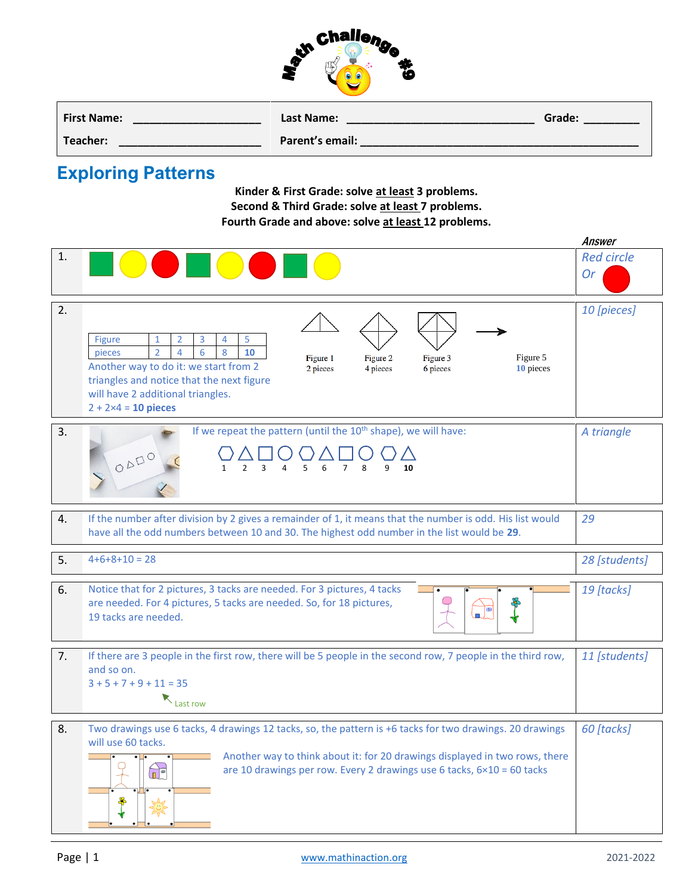# Math Challenge #9

| First Name: ____________________ | Last Name: ____________________________ | Grade: ________ |
|---|---|---|
| Teacher: ______________________ | Parent's email: ________________________________________ | |

## Exploring Patterns

**Kinder & First Grade: solve at least 3 problems.**
**Second & Third Grade: solve at least 7 problems.**
**Fourth Grade and above: solve at least 12 problems.**

| | | *Answer* |
|---|---|---|
| 1. | | *Red circle* Or red circle |
| 2. | Figure: 1, 2, 3, 4, 5 — pieces: 2, 4, 6, 8, **10**. Another way to do it: we start from 2 triangles and notice that the next figure will have 2 additional triangles. 2 + 2×4 = **10 pieces**. Figure 1: 2 pieces; Figure 2: 4 pieces; Figure 3: 6 pieces; Figure 5: **10** pieces | *10 [pieces]* |
| 3. | If we repeat the pattern (until the 10th shape), we will have: 1 2 3 4 5 6 7 8 9 **10** | *A triangle* |
| 4. | If the number after division by 2 gives a remainder of 1, it means that the number is odd. His list would have all the odd numbers between 10 and 30. The highest odd number in the list would be **29**. | *29* |
| 5. | 4+6+8+10 = 28 | *28 [students]* |
| 6. | Notice that for 2 pictures, 3 tacks are needed. For 3 pictures, 4 tacks are needed. For 4 pictures, 5 tacks are needed. So, for 18 pictures, 19 tacks are needed. | *19 [tacks]* |
| 7. | If there are 3 people in the first row, there will be 5 people in the second row, 7 people in the third row, and so on. 3 + 5 + 7 + 9 + 11 = 35 (11: Last row) | *11 [students]* |
| 8. | Two drawings use 6 tacks, 4 drawings 12 tacks, so, the pattern is +6 tacks for two drawings. 20 drawings will use 60 tacks. Another way to think about it: for 20 drawings displayed in two rows, there are 10 drawings per row. Every 2 drawings use 6 tacks, 6×10 = 60 tacks | *60 [tacks]* |

www.mathinaction.org

2021-2022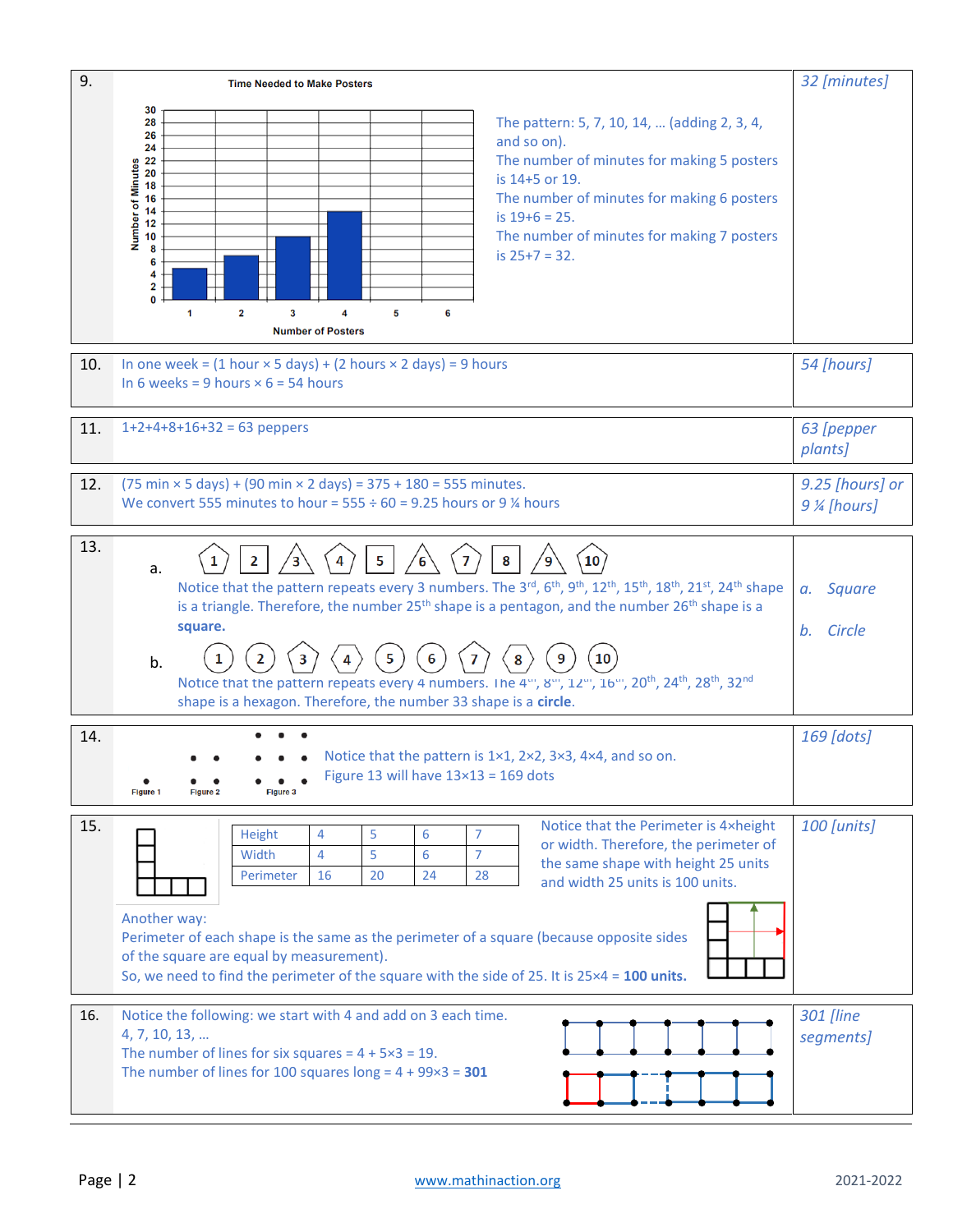**9.**

Time Needed to Make Posters

The pattern: 5, 7, 10, 14, … (adding 2, 3, 4, and so on).
The number of minutes for making 5 posters is 14+5 or 19.
The number of minutes for making 6 posters is 19+6 = 25.
The number of minutes for making 7 posters is 25+7 = 32.

*32 [minutes]*

**10.** In one week = (1 hour × 5 days) + (2 hours × 2 days) = 9 hours
In 6 weeks = 9 hours × 6 = 54 hours

*54 [hours]*

**11.** 1+2+4+8+16+32 = 63 peppers

*63 [pepper plants]*

**12.** (75 min × 5 days) + (90 min × 2 days) = 375 + 180 = 555 minutes.
We convert 555 minutes to hour = 555 ÷ 60 = 9.25 hours or 9 ¼ hours

*9.25 [hours] or 9 ¼ [hours]*

**13.**

a. Notice that the pattern repeats every 3 numbers. The 3rd, 6th, 9th, 12th, 15th, 18th, 21st, 24th shape is a triangle. Therefore, the number 25th shape is a pentagon, and the number 26th shape is a **square.**

b. Notice that the pattern repeats every 4 numbers. The 4th, 8th, 12th, 16th, 20th, 24th, 28th, 32nd shape is a hexagon. Therefore, the number 33 shape is a **circle**.

*a. Square*

*b. Circle*

**14.** Notice that the pattern is 1×1, 2×2, 3×3, 4×4, and so on.
Figure 13 will have 13×13 = 169 dots

*169 [dots]*

**15.**

| Height | 4 | 5 | 6 | 7 |
|---|---|---|---|---|
| Width | 4 | 5 | 6 | 7 |
| Perimeter | 16 | 20 | 24 | 28 |

Notice that the Perimeter is 4×height or width. Therefore, the perimeter of the same shape with height 25 units and width 25 units is 100 units.

Another way:
Perimeter of each shape is the same as the perimeter of a square (because opposite sides of the square are equal by measurement).
So, we need to find the perimeter of the square with the side of 25. It is 25×4 = **100 units.**

*100 [units]*

**16.** Notice the following: we start with 4 and add on 3 each time.
4, 7, 10, 13, …
The number of lines for six squares = 4 + 5×3 = 19.
The number of lines for 100 squares long = 4 + 99×3 = **301**

*301 [line segments]*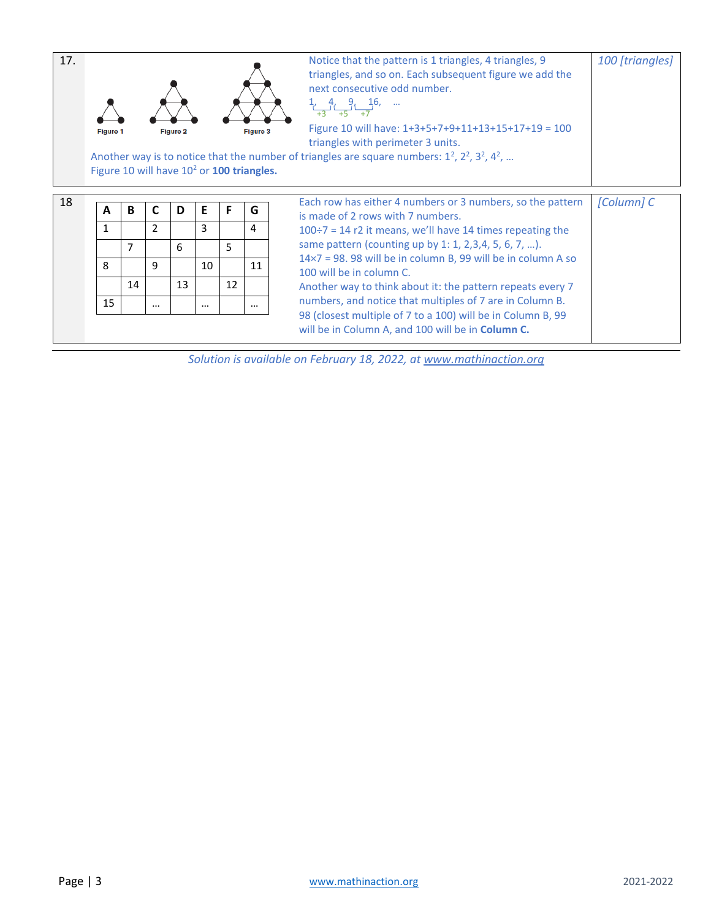**17.**

Figure 1    Figure 2    Figure 3

Notice that the pattern is 1 triangles, 4 triangles, 9 triangles, and so on. Each subsequent figure we add the next consecutive odd number.

1, 4, 9, 16, …
+3 +5 +7

Figure 10 will have: 1+3+5+7+9+11+13+15+17+19 = 100 triangles with perimeter 3 units.

Another way is to notice that the number of triangles are square numbers: $1^2$, $2^2$, $3^2$, $4^2$, …
Figure 10 will have $10^2$ or **100 triangles.**

*100 [triangles]*

---

**18**

| A | B | C | D | E | F | G |
|---|---|---|---|---|---|---|
| 1 | | 2 | | 3 | | 4 |
| | 7 | | 6 | | 5 | |
| 8 | | 9 | | 10 | | 11 |
| | 14 | | 13 | | 12 | |
| 15 | | … | | … | | … |

Each row has either 4 numbers or 3 numbers, so the pattern is made of 2 rows with 7 numbers.
100÷7 = 14 r2 it means, we'll have 14 times repeating the same pattern (counting up by 1: 1, 2,3,4, 5, 6, 7, …).
14×7 = 98. 98 will be in column B, 99 will be in column A so 100 will be in column C.
Another way to think about it: the pattern repeats every 7 numbers, and notice that multiples of 7 are in Column B. 98 (closest multiple of 7 to a 100) will be in Column B, 99 will be in Column A, and 100 will be in **Column C.**

*[Column] C*

---

*Solution is available on February 18, 2022, at www.mathinaction.org*